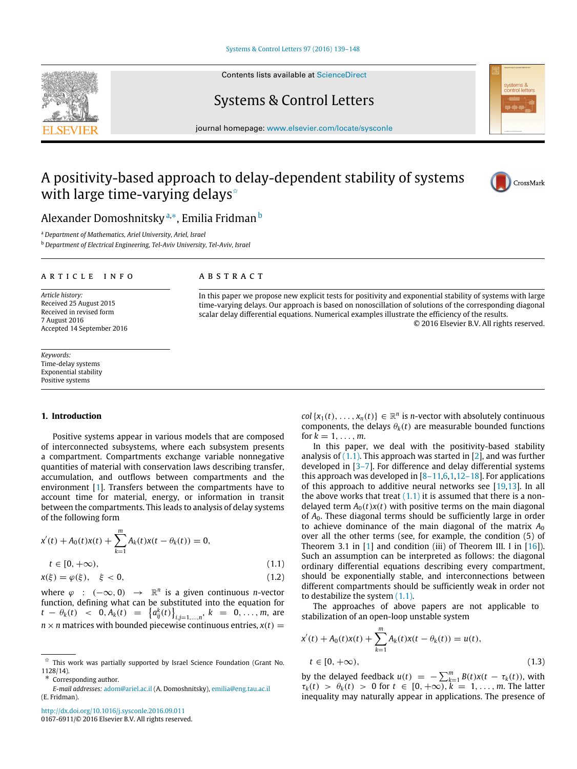# A positivity-based approach to delay-dependent stability of systems with large time-varying delays ☆

Alexander Domoshnitsky [a,*], Emilia Fridman [b]

[a] *Department of Mathematics, Ariel University, Ariel, Israel*

[b] *Department of Electrical Engineering, Tel-Aviv University, Tel-Aviv, Israel*

**ARTICLE INFO**

*Article history:*
Received 25 August 2015
Received in revised form
7 August 2016
Accepted 14 September 2016

*Keywords:*
Time-delay systems
Exponential stability
Positive systems

**ABSTRACT**

In this paper we propose new explicit tests for positivity and exponential stability of systems with large time-varying delays. Our approach is based on nonoscillation of solutions of the corresponding diagonal scalar delay differential equations. Numerical examples illustrate the efficiency of the results.

© 2016 Elsevier B.V. All rights reserved.

## 1. Introduction

Positive systems appear in various models that are composed of interconnected subsystems, where each subsystem presents a compartment. Compartments exchange variable nonnegative quantities of material with conservation laws describing transfer, accumulation, and outflows between compartments and the environment [1]. Transfers between the compartments have to account time for material, energy, or information in transit between the compartments. This leads to analysis of delay systems of the following form

$$x'(t) + A_0(t)x(t) + \sum_{k=1}^{m} A_k(t)x(t - \theta_k(t)) = 0,$$

$$t \in [0, +\infty), \tag{1.1}$$

$$x(\xi) = \varphi(\xi), \quad \xi < 0, \tag{1.2}$$

where $\varphi : (-\infty, 0) \rightarrow \mathbb{R}^n$ is a given continuous $n$-vector function, defining what can be substituted into the equation for $t - \theta_k(t) < 0$, $A_k(t) = \left\{a_{ij}^k(t)\right\}_{i,j=1,\ldots,n}$, $k = 0, \ldots, m$, are $n \times n$ matrices with bounded piecewise continuous entries, $x(t) = col\{x_1(t), \ldots, x_n(t)\} \in \mathbb{R}^n$ is $n$-vector with absolutely continuous components, the delays $\theta_k(t)$ are measurable bounded functions for $k = 1, \ldots, m$.

In this paper, we deal with the positivity-based stability analysis of (1.1). This approach was started in [2], and was further developed in [3–7]. For difference and delay differential systems this approach was developed in [8–11,6,1,12–18]. For applications of this approach to additive neural networks see [19,13]. In all the above works that treat (1.1) it is assumed that there is a non-delayed term $A_0(t)x(t)$ with positive terms on the main diagonal of $A_0$. These diagonal terms should be sufficiently large in order to achieve dominance of the main diagonal of the matrix $A_0$ over all the other terms (see, for example, the condition (5) of Theorem 3.1 in [1] and condition (iii) of Theorem III. I in [16]). Such an assumption can be interpreted as follows: the diagonal ordinary differential equations describing every compartment, should be exponentially stable, and interconnections between different compartments should be sufficiently weak in order not to destabilize the system (1.1).

The approaches of above papers are not applicable to stabilization of an open-loop unstable system

$$x'(t) + A_0(t)x(t) + \sum_{k=1}^{m} A_k(t)x(t - \theta_k(t)) = u(t),$$

$$t \in [0, +\infty), \tag{1.3}$$

by the delayed feedback $u(t) = -\sum_{k=1}^{m} B(t)x(t - \tau_k(t))$, with $\tau_k(t) > \theta_k(t) > 0$ for $t \in [0, +\infty)$, $k = 1, \ldots, m$. The latter inequality may naturally appear in applications. The presence of

---

☆ This work was partially supported by Israel Science Foundation (Grant No. 1128/14).

\* Corresponding author.

*E-mail addresses:* adom@ariel.ac.il (A. Domoshnitsky), emilia@eng.tau.ac.il (E. Fridman).

http://dx.doi.org/10.1016/j.sysconle.2016.09.011
0167-6911/© 2016 Elsevier B.V. All rights reserved.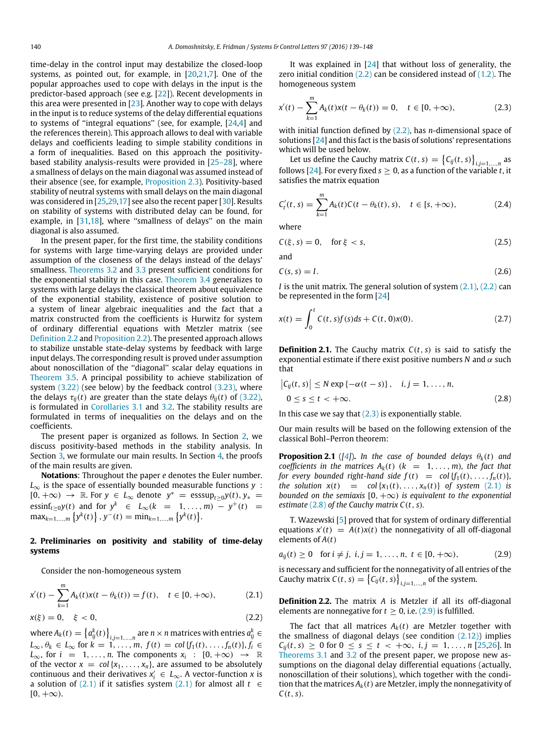time-delay in the control input may destabilize the closed-loop systems, as pointed out, for example, in [20,21,7]. One of the popular approaches used to cope with delays in the input is the predictor-based approach (see e.g. [22]). Recent developments in this area were presented in [23]. Another way to cope with delays in the input is to reduce systems of the delay differential equations to systems of "integral equations" (see, for example, [24,4] and the references therein). This approach allows to deal with variable delays and coefficients leading to simple stability conditions in a form of inequalities. Based on this approach the positivity-based stability analysis-results were provided in [25–28], where a smallness of delays on the main diagonal was assumed instead of their absence (see, for example, Proposition 2.3). Positivity-based stability of neutral systems with small delays on the main diagonal was considered in [25,29,17] see also the recent paper [30]. Results on stability of systems with distributed delay can be found, for example, in [31,18], where "smallness of delays" on the main diagonal is also assumed.

In the present paper, for the first time, the stability conditions for systems with large time-varying delays are provided under assumption of the closeness of the delays instead of the delays' smallness. Theorems 3.2 and 3.3 present sufficient conditions for the exponential stability in this case. Theorem 3.4 generalizes to systems with large delays the classical theorem about equivalence of the exponential stability, existence of positive solution to a system of linear algebraic inequalities and the fact that a matrix constructed from the coefficients is Hurwitz for system of ordinary differential equations with Metzler matrix (see Definition 2.2 and Proposition 2.2). The presented approach allows to stabilize unstable state-delay systems by feedback with large input delays. The corresponding result is proved under assumption about nonoscillation of the "diagonal" scalar delay equations in Theorem 3.5. A principal possibility to achieve stabilization of system (3.22) (see below) by the feedback control (3.23), where the delays $\tau_{ij}(t)$ are greater than the state delays $\theta_{ij}(t)$ of (3.22), is formulated in Corollaries 3.1 and 3.2. The stability results are formulated in terms of inequalities on the delays and on the coefficients.

The present paper is organized as follows. In Section 2, we discuss positivity-based methods in the stability analysis. In Section 3, we formulate our main results. In Section 4, the proofs of the main results are given.

**Notations**: Throughout the paper $e$ denotes the Euler number. $L_\infty$ is the space of essentially bounded measurable functions $y : [0, +\infty) \to \mathbb{R}$. For $y \in L_\infty$ denote $y^* = \text{esssup}_{t\geq 0} y(t)$, $y_* = \text{essinf}_{t\geq 0} y(t)$ and for $y^k \in L_\infty (k = 1, \ldots, m) - y^+(t) = \max_{k=1,\ldots,m} \{y^k(t)\}$, $y^-(t) = \min_{k=1,\ldots,m} \{y^k(t)\}$.

## 2. Preliminaries on positivity and stability of time-delay systems

Consider the non-homogeneous system

$$x'(t) - \sum_{k=1}^{m} A_k(t)x(t - \theta_k(t)) = f(t), \quad t \in [0, +\infty), \tag{2.1}$$

$$x(\xi) = 0, \quad \xi < 0, \tag{2.2}$$

where $A_k(t) = \{a_{ij}^k(t)\}_{i,j=1,\ldots,n}$ are $n \times n$ matrices with entries $a_{ij}^k \in L_\infty$, $\theta_k \in L_\infty$ for $k = 1, \ldots, m$, $f(t) = col\{f_1(t), \ldots, f_n(t)\}$, $f_i \in L_\infty$, for $i = 1, \ldots, n$. The components $x_i : [0, +\infty) \to \mathbb{R}$ of the vector $x = col\{x_1, \ldots, x_n\}$, are assumed to be absolutely continuous and their derivatives $x_i' \in L_\infty$. A vector-function $x$ is a solution of (2.1) if it satisfies system (2.1) for almost all $t \in [0, +\infty)$.

It was explained in [24] that without loss of generality, the zero initial condition (2.2) can be considered instead of (1.2). The homogeneous system

$$x'(t) - \sum_{k=1}^{m} A_k(t)x(t - \theta_k(t)) = 0, \quad t \in [0, +\infty), \tag{2.3}$$

with initial function defined by (2.2), has $n$-dimensional space of solutions [24] and this fact is the basis of solutions' representations which will be used below.

Let us define the Cauchy matrix $C(t, s) = \{C_{ij}(t, s)\}_{i,j=1,\ldots,n}$ as follows [24]. For every fixed $s \geq 0$, as a function of the variable $t$, it satisfies the matrix equation

$$C_t'(t, s) = \sum_{k=1}^{m} A_k(t)C(t - \theta_k(t), s), \quad t \in [s, +\infty), \tag{2.4}$$

where

$$C(\xi, s) = 0, \quad \text{for } \xi < s, \tag{2.5}$$

and

$$C(s, s) = I. \tag{2.6}$$

$I$ is the unit matrix. The general solution of system (2.1), (2.2) can be represented in the form [24]

$$x(t) = \int_0^t C(t, s)f(s)ds + C(t, 0)x(0). \tag{2.7}$$

**Definition 2.1.** The Cauchy matrix $C(t, s)$ is said to satisfy the exponential estimate if there exist positive numbers $N$ and $\alpha$ such that

$$\left|C_{ij}(t, s)\right| \leq N \exp\{-\alpha(t - s)\}, \quad i, j = 1, \ldots, n, \quad 0 \leq s \leq t < +\infty. \tag{2.8}$$

In this case we say that (2.3) is exponentially stable.

Our main results will be based on the following extension of the classical Bohl–Perron theorem:

**Proposition 2.1** ([4]). *In the case of bounded delays $\theta_k(t)$ and coefficients in the matrices $A_k(t)$ $(k = 1, \ldots, m)$, the fact that for every bounded right-hand side $f(t) = col\{f_1(t), \ldots, f_n(t)\}$, the solution $x(t) = col\{x_1(t), \ldots, x_n(t)\}$ of system (2.1) is bounded on the semiaxis $[0, +\infty)$ is equivalent to the exponential estimate (2.8) of the Cauchy matrix $C(t, s)$.*

T. Wazewski [5] proved that for system of ordinary differential equations $x'(t) = A(t)x(t)$ the nonnegativity of all off-diagonal elements of $A(t)$

$$a_{ij}(t) \geq 0 \quad \text{for } i \neq j, \ i, j = 1, \ldots, n, \ t \in [0, +\infty), \tag{2.9}$$

is necessary and sufficient for the nonnegativity of all entries of the Cauchy matrix $C(t, s) = \{C_{ij}(t, s)\}_{i,j=1,\ldots,n}$ of the system.

**Definition 2.2.** The matrix $A$ is Metzler if all its off-diagonal elements are nonnegative for $t \geq 0$, i.e. (2.9) is fulfilled.

The fact that all matrices $A_k(t)$ are Metzler together with the smallness of diagonal delays (see condition (2.12)) implies $C_{ij}(t, s) \geq 0$ for $0 \leq s \leq t < +\infty$, $i, j = 1, \ldots, n$ [25,26]. In Theorems 3.1 and 3.2 of the present paper, we propose new assumptions on the diagonal delay differential equations (actually, nonoscillation of their solutions), which together with the condition that the matrices $A_k(t)$ are Metzler, imply the nonnegativity of $C(t, s)$.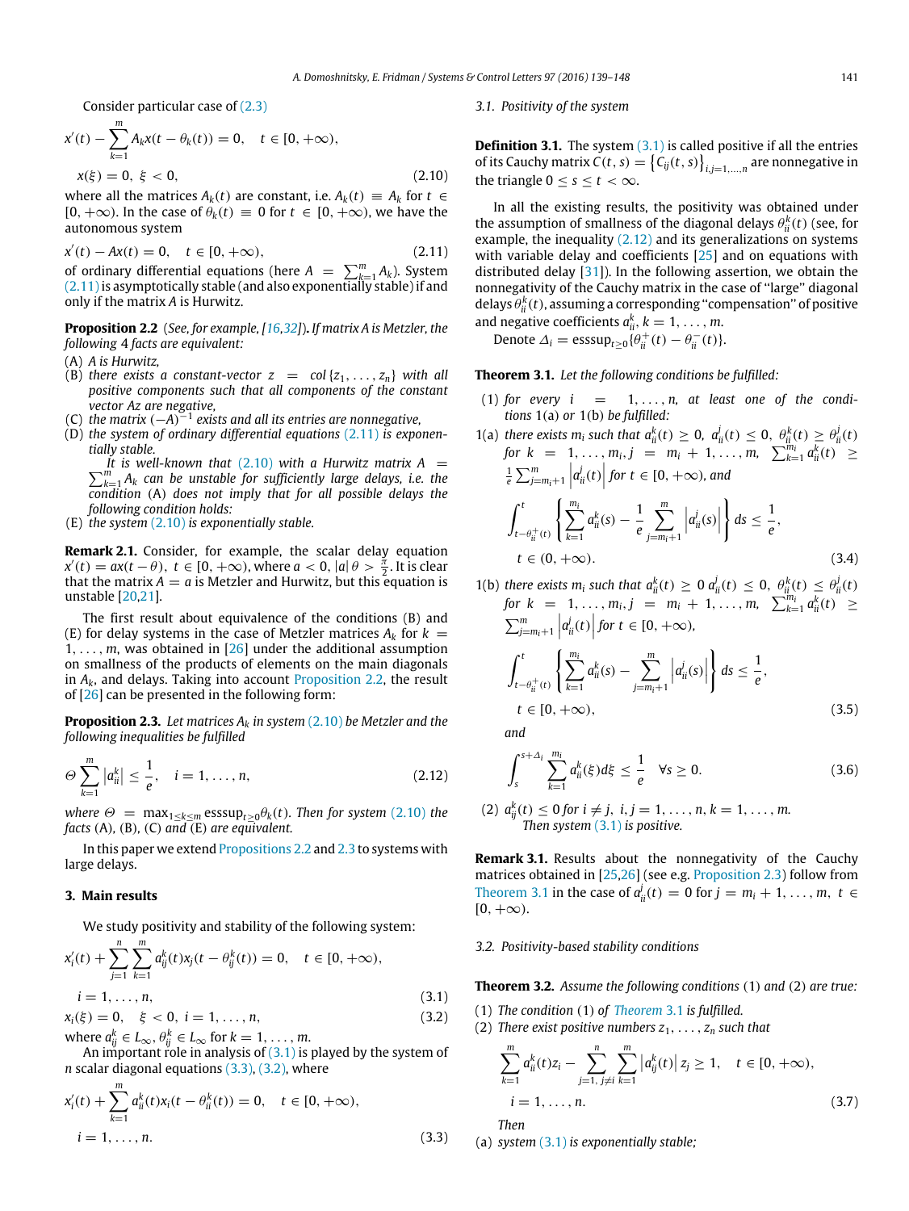Consider particular case of (2.3)

$$x'(t) - \sum_{k=1}^{m} A_k x(t - \theta_k(t)) = 0, \quad t \in [0, +\infty),$$

$$x(\xi) = 0, \ \xi < 0, \tag{2.10}$$

where all the matrices $A_k(t)$ are constant, i.e. $A_k(t) \equiv A_k$ for $t \in [0, +\infty)$. In the case of $\theta_k(t) \equiv 0$ for $t \in [0, +\infty)$, we have the autonomous system

$$x'(t) - Ax(t) = 0, \quad t \in [0, +\infty), \tag{2.11}$$

of ordinary differential equations (here $A = \sum_{k=1}^{m} A_k$). System (2.11) is asymptotically stable (and also exponentially stable) if and only if the matrix $A$ is Hurwitz.

**Proposition 2.2** (See, for example, [16,32]). *If matrix $A$ is Metzler, the following 4 facts are equivalent:*

(A) *$A$ is Hurwitz,*
(B) *there exists a constant-vector $z = col\{z_1, \ldots, z_n\}$ with all positive components such that all components of the constant vector $Az$ are negative,*
(C) *the matrix $(-A)^{-1}$ exists and all its entries are nonnegative,*
(D) *the system of ordinary differential equations (2.11) is exponentially stable.*

It is well-known that (2.10) with a Hurwitz matrix $A = \sum_{k=1}^{m} A_k$ can be unstable for sufficiently large delays, i.e. the condition (A) does not imply that for all possible delays the following condition holds:

(E) *the system (2.10) is exponentially stable.*

**Remark 2.1.** Consider, for example, the scalar delay equation $x'(t) = ax(t - \theta)$, $t \in [0, +\infty)$, where $a < 0$, $|a|\theta > \frac{\pi}{2}$. It is clear that the matrix $A = a$ is Metzler and Hurwitz, but this equation is unstable [20,21].

The first result about equivalence of the conditions (B) and (E) for delay systems in the case of Metzler matrices $A_k$ for $k = 1, \ldots, m$, was obtained in [26] under the additional assumption on smallness of the products of elements on the main diagonals in $A_k$, and delays. Taking into account Proposition 2.2, the result of [26] can be presented in the following form:

**Proposition 2.3.** *Let matrices $A_k$ in system (2.10) be Metzler and the following inequalities be fulfilled*

$$\Theta \sum_{k=1}^{m} \left|a_{ii}^k\right| \le \frac{1}{e}, \quad i = 1, \ldots, n, \tag{2.12}$$

*where $\Theta = \max_{1 \le k \le m} \operatorname{esssup}_{t \ge 0} \theta_k(t)$. Then for system (2.10) the facts (A), (B), (C) and (E) are equivalent.*

In this paper we extend Propositions 2.2 and 2.3 to systems with large delays.

## 3. Main results

We study positivity and stability of the following system:

$$x_i'(t) + \sum_{j=1}^{n} \sum_{k=1}^{m} a_{ij}^k(t) x_j(t - \theta_{ij}^k(t)) = 0, \quad t \in [0, +\infty),$$

$$i = 1, \ldots, n, \tag{3.1}$$

$$x_i(\xi) = 0, \quad \xi < 0, \ i = 1, \ldots, n, \tag{3.2}$$

where $a_{ij}^k \in L_\infty$, $\theta_{ij}^k \in L_\infty$ for $k = 1, \ldots, m$.

An important role in analysis of (3.1) is played by the system of $n$ scalar diagonal equations (3.3), (3.2), where

$$x_i'(t) + \sum_{k=1}^{m} a_{ii}^k(t) x_i(t - \theta_{ii}^k(t)) = 0, \quad t \in [0, +\infty),$$

$$i = 1, \ldots, n. \tag{3.3}$$

### 3.1. Positivity of the system

**Definition 3.1.** The system (3.1) is called positive if all the entries of its Cauchy matrix $C(t, s) = \left\{C_{ij}(t, s)\right\}_{i,j=1,\ldots,n}$ are nonnegative in the triangle $0 \le s \le t < \infty$.

In all the existing results, the positivity was obtained under the assumption of smallness of the diagonal delays $\theta_{ii}^k(t)$ (see, for example, the inequality (2.12) and its generalizations on systems with variable delay and coefficients [25] and on equations with distributed delay [31]). In the following assertion, we obtain the nonnegativity of the Cauchy matrix in the case of "large" diagonal delays $\theta_{ii}^k(t)$, assuming a corresponding "compensation" of positive and negative coefficients $a_{ii}^k$, $k = 1, \ldots, m$.

Denote $\Delta_i = \operatorname{esssup}_{t \ge 0}\{\theta_{ii}^+(t) - \theta_{ii}^-(t)\}$.

**Theorem 3.1.** *Let the following conditions be fulfilled:*

(1) *for every $i = 1, \ldots, n$, at least one of the conditions 1(a) or 1(b) be fulfilled:*

1(a) *there exists $m_i$ such that $a_{ii}^k(t) \ge 0$, $a_{ii}^j(t) \le 0$, $\theta_{ii}^k(t) \ge \theta_{ii}^j(t)$ for $k = 1, \ldots, m_i, j = m_i + 1, \ldots, m$, $\sum_{k=1}^{m_i} a_{ii}^k(t) \ge \frac{1}{e} \sum_{j=m_i+1}^{m} \left|a_{ii}^j(t)\right|$ for $t \in [0, +\infty)$, and*

$$\int_{t-\theta_{ii}^+(t)}^{t} \left\{ \sum_{k=1}^{m_i} a_{ii}^k(s) - \frac{1}{e} \sum_{j=m_i+1}^{m} \left|a_{ii}^j(s)\right| \right\} ds \le \frac{1}{e},$$

$$t \in (0, +\infty). \tag{3.4}$$

1(b) *there exists $m_i$ such that $a_{ii}^k(t) \ge 0$ $a_{ii}^j(t) \le 0$, $\theta_{ii}^k(t) \le \theta_{ii}^j(t)$ for $k = 1, \ldots, m_i, j = m_i + 1, \ldots, m$, $\sum_{k=1}^{m_i} a_{ii}^k(t) \ge \sum_{j=m_i+1}^{m} \left|a_{ii}^j(t)\right|$ for $t \in [0, +\infty)$,*

$$\int_{t-\theta_{ii}^+(t)}^{t} \left\{ \sum_{k=1}^{m_i} a_{ii}^k(s) - \sum_{j=m_i+1}^{m} \left|a_{ii}^j(s)\right| \right\} ds \le \frac{1}{e},$$

$$t \in [0, +\infty), \tag{3.5}$$

*and*

$$\int_{s}^{s+\Delta_i} \sum_{k=1}^{m_i} a_{ii}^k(\xi) d\xi \le \frac{1}{e} \quad \forall s \ge 0. \tag{3.6}$$

(2) *$a_{ij}^k(t) \le 0$ for $i \ne j$, $i, j = 1, \ldots, n$, $k = 1, \ldots, m$.*

*Then system (3.1) is positive.*

**Remark 3.1.** Results about the nonnegativity of the Cauchy matrices obtained in [25,26] (see e.g. Proposition 2.3) follow from Theorem 3.1 in the case of $a_{ii}^j(t) = 0$ for $j = m_i + 1, \ldots, m$, $t \in [0, +\infty)$.

### 3.2. Positivity-based stability conditions

**Theorem 3.2.** *Assume the following conditions (1) and (2) are true:*

(1) *The condition (1) of Theorem 3.1 is fulfilled.*
(2) *There exist positive numbers $z_1, \ldots, z_n$ such that*

$$\sum_{k=1}^{m} a_{ii}^k(t) z_i - \sum_{j=1,\, j \ne i}^{n} \sum_{k=1}^{m} \left|a_{ij}^k(t)\right| z_j \ge 1, \quad t \in [0, +\infty),$$

$$i = 1, \ldots, n. \tag{3.7}$$

*Then*

(a) *system (3.1) is exponentially stable;*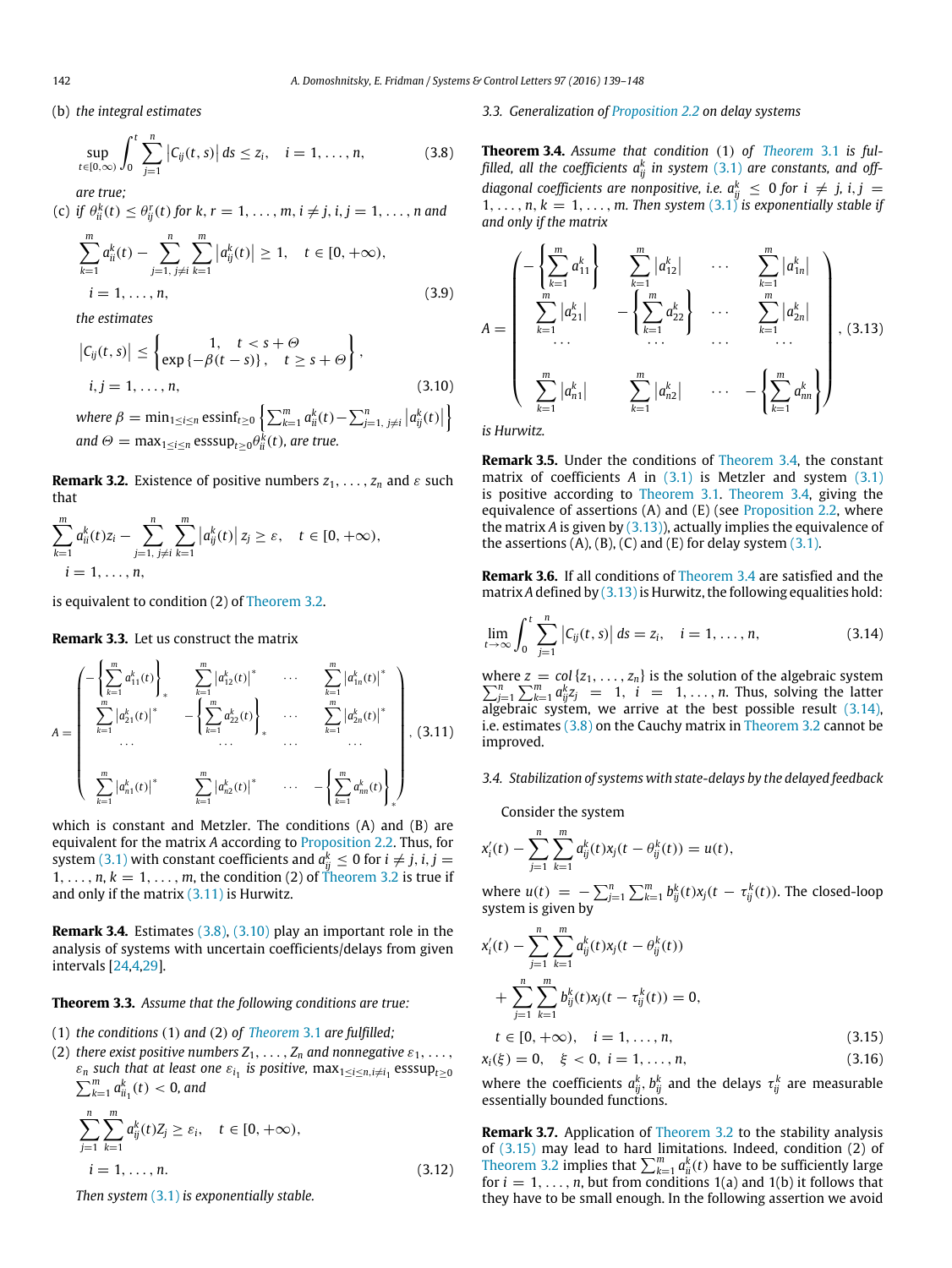(b) *the integral estimates*

$$\sup_{t\in[0,\infty)} \int_0^t \sum_{j=1}^{n} \left|C_{ij}(t,s)\right| ds \le z_i, \quad i = 1,\ldots,n, \tag{3.8}$$

*are true;*

(c) *if* $\theta_{ii}^k(t) \le \theta_{ij}^r(t)$ *for* $k, r = 1,\ldots,m$, $i \ne j$, $i, j = 1,\ldots,n$ *and*

$$\sum_{k=1}^{m} a_{ii}^k(t) - \sum_{j=1,\, j\ne i}^{n} \sum_{k=1}^{m} \left|a_{ij}^k(t)\right| \ge 1, \quad t \in [0,+\infty),$$
$$i = 1,\ldots,n, \tag{3.9}$$

*the estimates*

$$\left|C_{ij}(t,s)\right| \le \left\{ \begin{matrix} 1, & t < s+\Theta \\ \exp\{-\beta(t-s)\}, & t \ge s+\Theta \end{matrix} \right\},$$
$$i, j = 1,\ldots,n, \tag{3.10}$$

*where* $\beta = \min_{1\le i\le n} \operatorname{essinf}_{t\ge 0} \left\{\sum_{k=1}^m a_{ii}^k(t) - \sum_{j=1,\, j\ne i}^n \left|a_{ij}^k(t)\right|\right\}$ *and* $\Theta = \max_{1\le i\le n} \operatorname{esssup}_{t\ge 0} \theta_{ii}^k(t)$, *are true.*

**Remark 3.2.** Existence of positive numbers $z_1,\ldots,z_n$ and $\varepsilon$ such that

$$\sum_{k=1}^{m} a_{ii}^k(t) z_i - \sum_{j=1,\, j\ne i}^{n} \sum_{k=1}^{m} \left|a_{ij}^k(t)\right| z_j \ge \varepsilon, \quad t \in [0,+\infty),$$
$$i = 1,\ldots,n,$$

is equivalent to condition (2) of Theorem 3.2.

**Remark 3.3.** Let us construct the matrix

$$A = \begin{pmatrix} -\left\{\sum_{k=1}^m a_{11}^k(t)\right\}_* & \sum_{k=1}^m \left|a_{12}^k(t)\right|^* & \cdots & \sum_{k=1}^m \left|a_{1n}^k(t)\right|^* \\ \sum_{k=1}^m \left|a_{21}^k(t)\right|^* & -\left\{\sum_{k=1}^m a_{22}^k(t)\right\}_* & \cdots & \sum_{k=1}^m \left|a_{2n}^k(t)\right|^* \\ \cdots & \cdots & \cdots & \cdots \\ \sum_{k=1}^m \left|a_{n1}^k(t)\right|^* & \sum_{k=1}^m \left|a_{n2}^k(t)\right|^* & \cdots & -\left\{\sum_{k=1}^m a_{nn}^k(t)\right\}_* \end{pmatrix}, \tag{3.11}$$

which is constant and Metzler. The conditions (A) and (B) are equivalent for the matrix $A$ according to Proposition 2.2. Thus, for system (3.1) with constant coefficients and $a_{ij}^k \le 0$ for $i \ne j$, $i, j = 1,\ldots,n$, $k = 1,\ldots,m$, the condition (2) of Theorem 3.2 is true if and only if the matrix (3.11) is Hurwitz.

**Remark 3.4.** Estimates (3.8), (3.10) play an important role in the analysis of systems with uncertain coefficients/delays from given intervals [24,4,29].

**Theorem 3.3.** *Assume that the following conditions are true:*

(1) *the conditions (1) and (2) of Theorem 3.1 are fulfilled;*
(2) *there exist positive numbers* $Z_1,\ldots,Z_n$ *and nonnegative* $\varepsilon_1,\ldots,\varepsilon_n$ *such that at least one* $\varepsilon_{i_1}$ *is positive,* $\max_{1\le i\le n, i\ne i_1} \operatorname{esssup}_{t\ge 0} \sum_{k=1}^m a_{ii_1}^k(t) < 0$, *and*

$$\sum_{j=1}^{n} \sum_{k=1}^{m} a_{ij}^k(t) Z_j \ge \varepsilon_i, \quad t \in [0,+\infty),$$
$$i = 1,\ldots,n. \tag{3.12}$$

*Then system (3.1) is exponentially stable.*

### 3.3. Generalization of Proposition 2.2 on delay systems

**Theorem 3.4.** *Assume that condition (1) of Theorem 3.1 is fulfilled, all the coefficients* $a_{ij}^k$ *in system (3.1) are constants, and off-diagonal coefficients are nonpositive, i.e.* $a_{ij}^k \le 0$ *for* $i \ne j$, $i, j = 1,\ldots,n$, $k = 1,\ldots,m$. *Then system (3.1) is exponentially stable if and only if the matrix*

$$A = \begin{pmatrix} -\left\{\sum_{k=1}^m a_{11}^k\right\} & \sum_{k=1}^m \left|a_{12}^k\right| & \cdots & \sum_{k=1}^m \left|a_{1n}^k\right| \\ \sum_{k=1}^m \left|a_{21}^k\right| & -\left\{\sum_{k=1}^m a_{22}^k\right\} & \cdots & \sum_{k=1}^m \left|a_{2n}^k\right| \\ \cdots & \cdots & \cdots & \cdots \\ \sum_{k=1}^m \left|a_{n1}^k\right| & \sum_{k=1}^m \left|a_{n2}^k\right| & \cdots & -\left\{\sum_{k=1}^m a_{nn}^k\right\} \end{pmatrix}, \tag{3.13}$$

*is Hurwitz.*

**Remark 3.5.** Under the conditions of Theorem 3.4, the constant matrix of coefficients $A$ in (3.1) is Metzler and system (3.1) is positive according to Theorem 3.1. Theorem 3.4, giving the equivalence of assertions (A) and (E) (see Proposition 2.2, where the matrix $A$ is given by (3.13)), actually implies the equivalence of the assertions (A), (B), (C) and (E) for delay system (3.1).

**Remark 3.6.** If all conditions of Theorem 3.4 are satisfied and the matrix $A$ defined by (3.13) is Hurwitz, the following equalities hold:

$$\lim_{t\to\infty} \int_0^t \sum_{j=1}^{n} \left|C_{ij}(t,s)\right| ds = z_i, \quad i = 1,\ldots,n, \tag{3.14}$$

where $z = col\{z_1,\ldots,z_n\}$ is the solution of the algebraic system $\sum_{j=1}^n \sum_{k=1}^m a_{ij}^k z_j = 1$, $i = 1,\ldots,n$. Thus, solving the latter algebraic system, we arrive at the best possible result (3.14), i.e. estimates (3.8) on the Cauchy matrix in Theorem 3.2 cannot be improved.

### 3.4. Stabilization of systems with state-delays by the delayed feedback

Consider the system

$$x_i'(t) - \sum_{j=1}^{n} \sum_{k=1}^{m} a_{ij}^k(t) x_j(t - \theta_{ij}^k(t)) = u(t),$$

where $u(t) = -\sum_{j=1}^n \sum_{k=1}^m b_{ij}^k(t) x_j(t - \tau_{ij}^k(t))$. The closed-loop system is given by

$$x_i'(t) - \sum_{j=1}^{n} \sum_{k=1}^{m} a_{ij}^k(t) x_j(t - \theta_{ij}^k(t))$$
$$+ \sum_{j=1}^{n} \sum_{k=1}^{m} b_{ij}^k(t) x_j(t - \tau_{ij}^k(t)) = 0,$$
$$t \in [0,+\infty), \quad i = 1,\ldots,n, \tag{3.15}$$
$$x_i(\xi) = 0, \quad \xi < 0, \; i = 1,\ldots,n, \tag{3.16}$$

where the coefficients $a_{ij}^k$, $b_{ij}^k$ and the delays $\tau_{ij}^k$ are measurable essentially bounded functions.

**Remark 3.7.** Application of Theorem 3.2 to the stability analysis of (3.15) may lead to hard limitations. Indeed, condition (2) of Theorem 3.2 implies that $\sum_{k=1}^m a_{ii}^k(t)$ have to be sufficiently large for $i = 1,\ldots,n$, but from conditions 1(a) and 1(b) it follows that they have to be small enough. In the following assertion we avoid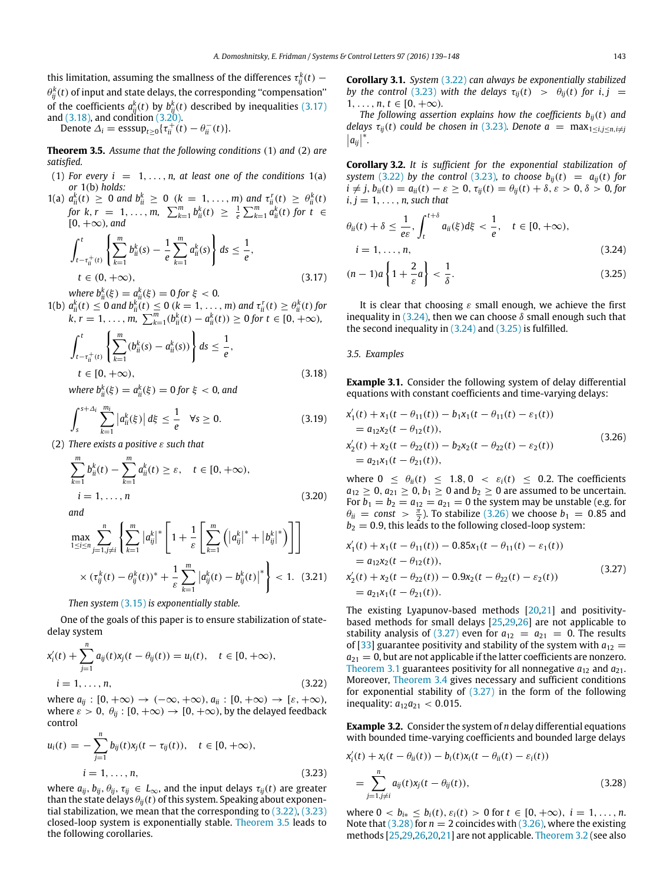this limitation, assuming the smallness of the differences $\tau_{ij}^k(t) - \theta_{ij}^k(t)$ of input and state delays, the corresponding "compensation" of the coefficients $a_{ij}^k(t)$ by $b_{ij}^k(t)$ described by inequalities (3.17) and (3.18), and condition (3.20).

Denote $\Delta_i = \text{esssup}_{t\geq 0}\{\tau_{ii}^+(t) - \theta_{ii}^-(t)\}$.

**Theorem 3.5.** *Assume that the following conditions* (1) *and* (2) *are satisfied.*

(1) *For every* $i = 1, \ldots, n$, *at least one of the conditions* 1(a) *or* 1(b) *holds:*

1(a) $a_{ii}^k(t) \geq 0$ *and* $b_{ii}^k \geq 0$ $(k = 1, \ldots, m)$ *and* $\tau_{ii}^r(t) \geq \theta_{ii}^k(t)$ *for* $k, r = 1, \ldots, m$, $\sum_{k=1}^m b_{ii}^k(t) \geq \frac{1}{e}\sum_{k=1}^m a_{ii}^k(t)$ *for* $t \in [0, +\infty)$, *and*

$$\int_{t-\tau_{ii}^+(t)}^t \left\{\sum_{k=1}^m b_{ii}^k(s) - \frac{1}{e}\sum_{k=1}^m a_{ii}^k(s)\right\} ds \leq \frac{1}{e},$$
$$t \in (0, +\infty), \tag{3.17}$$

*where* $b_{ii}^k(\xi) = a_{ii}^k(\xi) = 0$ *for* $\xi < 0$.

1(b) $a_{ii}^k(t) \leq 0$ *and* $b_{ii}^k(t) \leq 0$ $(k = 1, \ldots, m)$ *and* $\tau_{ii}^r(t) \geq \theta_{ii}^k(t)$ *for* $k, r = 1, \ldots, m$, $\sum_{k=1}^m (b_{ii}^k(t) - a_{ii}^k(t)) \geq 0$ *for* $t \in [0, +\infty)$,

$$\int_{t-\tau_{ii}^+(t)}^t \left\{\sum_{k=1}^m (b_{ii}^k(s) - a_{ii}^k(s))\right\} ds \leq \frac{1}{e},$$
$$t \in [0, +\infty), \tag{3.18}$$

*where* $b_{ii}^k(\xi) = a_{ii}^k(\xi) = 0$ *for* $\xi < 0$, *and*

$$\int_s^{s+\Delta_i} \sum_{k=1}^{m_i} \left|a_{ii}^k(\xi)\right| d\xi \leq \frac{1}{e} \quad \forall s \geq 0. \tag{3.19}$$

(2) *There exists a positive* $\varepsilon$ *such that*

$$\sum_{k=1}^m b_{ii}^k(t) - \sum_{k=1}^m a_{ii}^k(t) \geq \varepsilon, \quad t \in [0, +\infty),$$
$$i = 1, \ldots, n \tag{3.20}$$

*and*

$$\max_{1\leq i\leq n} \sum_{j=1, j\neq i}^n \left\{\sum_{k=1}^m \left|a_{ij}^k\right|^* \left[1 + \frac{1}{\varepsilon}\left[\sum_{k=1}^m \left(\left|a_{ij}^k\right|^* + \left|b_{ij}^k\right|^*\right)\right]\right]\right.$$
$$\left. \times (\tau_{ij}^k(t) - \theta_{ij}^k(t))^* + \frac{1}{\varepsilon}\sum_{k=1}^m \left|a_{ij}^k(t) - b_{ij}^k(t)\right|^*\right\} < 1. \tag{3.21}$$

*Then system* (3.15) *is exponentially stable.*

One of the goals of this paper is to ensure stabilization of state-delay system

$$x_i'(t) + \sum_{j=1}^n a_{ij}(t)x_j(t - \theta_{ij}(t)) = u_i(t), \quad t \in [0, +\infty),$$
$$i = 1, \ldots, n, \tag{3.22}$$

where $a_{ij} : [0, +\infty) \to (-\infty, +\infty)$, $a_{ii} : [0, +\infty) \to [\varepsilon, +\infty)$, where $\varepsilon > 0$, $\theta_{ij} : [0, +\infty) \to [0, +\infty)$, by the delayed feedback control

$$u_i(t) = -\sum_{j=1}^n b_{ij}(t)x_j(t - \tau_{ij}(t)), \quad t \in [0, +\infty),$$
$$i = 1, \ldots, n, \tag{3.23}$$

where $a_{ij}, b_{ij}, \theta_{ij}, \tau_{ij} \in L_\infty$, and the input delays $\tau_{ij}(t)$ are greater than the state delays $\theta_{ij}(t)$ of this system. Speaking about exponential stabilization, we mean that the corresponding to (3.22), (3.23) closed-loop system is exponentially stable. Theorem 3.5 leads to the following corollaries.

**Corollary 3.1.** *System* (3.22) *can always be exponentially stabilized by the control* (3.23) *with the delays* $\tau_{ij}(t) > \theta_{ij}(t)$ *for* $i, j = 1, \ldots, n$, $t \in [0, +\infty)$.

*The following assertion explains how the coefficients* $b_{ij}(t)$ *and delays* $\tau_{ij}(t)$ *could be chosen in* (3.23). *Denote* $a = \max_{1\leq i,j\leq n, i\neq j} |a_{ij}|^*$.

**Corollary 3.2.** *It is sufficient for the exponential stabilization of system* (3.22) *by the control* (3.23), *to choose* $b_{ij}(t) = a_{ij}(t)$ *for* $i \neq j$, $b_{ii}(t) = a_{ii}(t) - \varepsilon \geq 0$, $\tau_{ij}(t) = \theta_{ij}(t) + \delta$, $\varepsilon > 0$, $\delta > 0$, *for* $i, j = 1, \ldots, n$, *such that*

$$\theta_{ii}(t) + \delta \leq \frac{1}{e\varepsilon}, \int_t^{t+\delta} a_{ii}(\xi)d\xi < \frac{1}{e}, \quad t \in [0, +\infty),$$
$$i = 1, \ldots, n, \tag{3.24}$$

$$(n-1)a\left\{1 + \frac{2}{\varepsilon}a\right\} < \frac{1}{\delta}. \tag{3.25}$$

It is clear that choosing $\varepsilon$ small enough, we achieve the first inequality in (3.24), then we can choose $\delta$ small enough such that the second inequality in (3.24) and (3.25) is fulfilled.

### 3.5. Examples

**Example 3.1.** Consider the following system of delay differential equations with constant coefficients and time-varying delays:

$$\begin{aligned}
&x_1'(t) + x_1(t - \theta_{11}(t)) - b_1x_1(t - \theta_{11}(t) - \varepsilon_1(t)) \\
&\quad = a_{12}x_2(t - \theta_{12}(t)), \\
&x_2'(t) + x_2(t - \theta_{22}(t)) - b_2x_2(t - \theta_{22}(t) - \varepsilon_2(t)) \\
&\quad = a_{21}x_1(t - \theta_{21}(t)),
\end{aligned} \tag{3.26}$$

where $0 \leq \theta_{ii}(t) \leq 1.8$, $0 < \varepsilon_i(t) \leq 0.2$. The coefficients $a_{12} \geq 0$, $a_{21} \geq 0$, $b_1 \geq 0$ and $b_2 \geq 0$ are assumed to be uncertain. For $b_1 = b_2 = a_{12} = a_{21} = 0$ the system may be unstable (e.g. for $\theta_{ii} = const > \frac{\pi}{2}$). To stabilize (3.26) we choose $b_1 = 0.85$ and $b_2 = 0.9$, this leads to the following closed-loop system:

$$\begin{aligned}
&x_1'(t) + x_1(t - \theta_{11}(t)) - 0.85x_1(t - \theta_{11}(t) - \varepsilon_1(t)) \\
&\quad = a_{12}x_2(t - \theta_{12}(t)), \\
&x_2'(t) + x_2(t - \theta_{22}(t)) - 0.9x_2(t - \theta_{22}(t) - \varepsilon_2(t)) \\
&\quad = a_{21}x_1(t - \theta_{21}(t)).
\end{aligned} \tag{3.27}$$

The existing Lyapunov-based methods [20,21] and positivity-based methods for small delays [25,29,26] are not applicable to stability analysis of (3.27) even for $a_{12} = a_{21} = 0$. The results of [33] guarantee positivity and stability of the system with $a_{12} = a_{21} = 0$, but are not applicable if the latter coefficients are nonzero. Theorem 3.1 guarantees positivity for all nonnegative $a_{12}$ and $a_{21}$. Moreover, Theorem 3.4 gives necessary and sufficient conditions for exponential stability of (3.27) in the form of the following inequality: $a_{12}a_{21} < 0.015$.

**Example 3.2.** Consider the system of $n$ delay differential equations with bounded time-varying coefficients and bounded large delays

$$x_i'(t) + x_i(t - \theta_{ii}(t)) - b_i(t)x_i(t - \theta_{ii}(t) - \varepsilon_i(t))$$
$$= \sum_{j=1, j\neq i}^n a_{ij}(t)x_j(t - \theta_{ij}(t)), \tag{3.28}$$

where $0 < b_{i*} \leq b_i(t)$, $\varepsilon_i(t) > 0$ for $t \in [0, +\infty)$, $i = 1, \ldots, n$. Note that (3.28) for $n = 2$ coincides with (3.26), where the existing methods [25,29,26,20,21] are not applicable. Theorem 3.2 (see also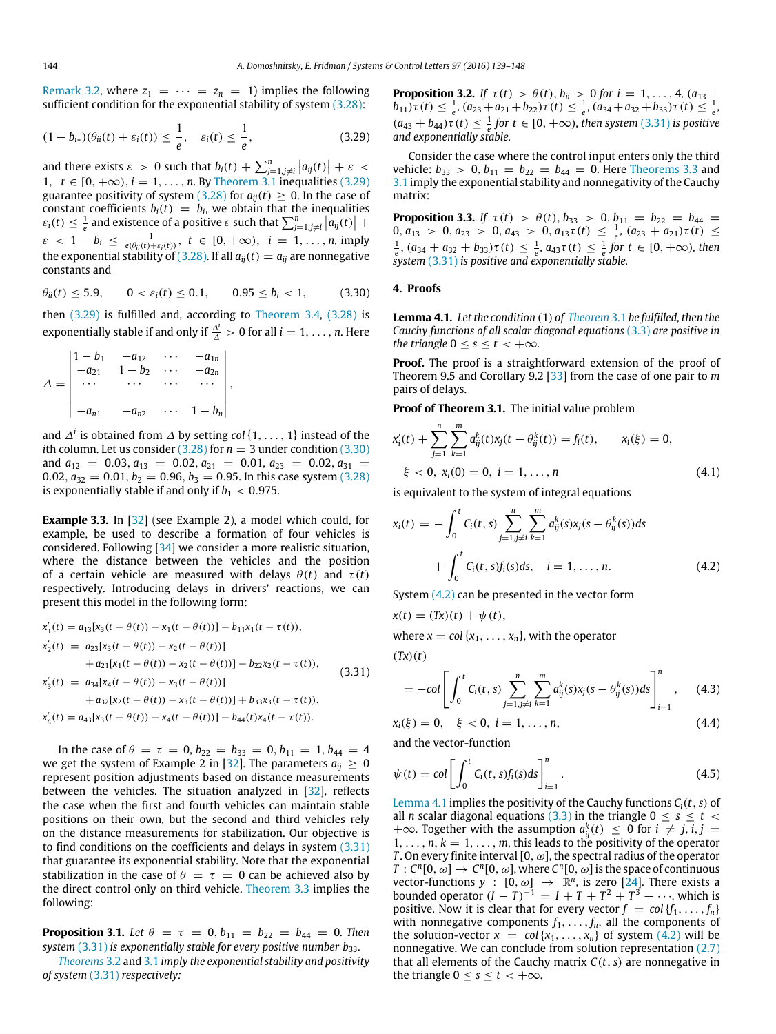Remark 3.2, where $z_1 = \cdots = z_n = 1$) implies the following sufficient condition for the exponential stability of system (3.28):

$$(1 - b_{i*})(\theta_{ii}(t) + \varepsilon_i(t)) \le \frac{1}{e}, \quad \varepsilon_i(t) \le \frac{1}{e}, \tag{3.29}$$

and there exists $\varepsilon > 0$ such that $b_i(t) + \sum_{j=1, j\neq i}^{n} |a_{ij}(t)| + \varepsilon < 1$, $t \in [0, +\infty)$, $i = 1, \ldots, n$. By Theorem 3.1 inequalities (3.29) guarantee positivity of system (3.28) for $a_{ij}(t) \ge 0$. In the case of constant coefficients $b_i(t) = b_i$, we obtain that the inequalities $\varepsilon_i(t) \le \frac{1}{e}$ and existence of a positive $\varepsilon$ such that $\sum_{j=1, j\neq i}^{n} |a_{ij}(t)| + \varepsilon < 1 - b_i \le \frac{1}{e(\theta_{ii}(t)+\varepsilon_i(t))}$, $t \in [0, +\infty)$, $i = 1, \ldots, n$, imply the exponential stability of (3.28). If all $a_{ij}(t) = a_{ij}$ are nonnegative constants and

$$\theta_{ii}(t) \le 5.9, \qquad 0 < \varepsilon_i(t) \le 0.1, \qquad 0.95 \le b_i < 1, \tag{3.30}$$

then (3.29) is fulfilled and, according to Theorem 3.4, (3.28) is exponentially stable if and only if $\frac{\Delta^i}{\Delta} > 0$ for all $i = 1, \ldots, n$. Here

$$\Delta = \begin{vmatrix} 1-b_1 & -a_{12} & \cdots & -a_{1n} \\ -a_{21} & 1-b_2 & \cdots & -a_{2n} \\ \cdots & \cdots & \cdots & \cdots \\ -a_{n1} & -a_{n2} & \cdots & 1-b_n \end{vmatrix},$$

and $\Delta^i$ is obtained from $\Delta$ by setting $col\{1, \ldots, 1\}$ instead of the $i$th column. Let us consider (3.28) for $n = 3$ under condition (3.30) and $a_{12} = 0.03$, $a_{13} = 0.02$, $a_{21} = 0.01$, $a_{23} = 0.02$, $a_{31} = 0.02$, $a_{32} = 0.01$, $b_2 = 0.96$, $b_3 = 0.95$. In this case system (3.28) is exponentially stable if and only if $b_1 < 0.975$.

**Example 3.3.** In [32] (see Example 2), a model which could, for example, be used to describe a formation of four vehicles is considered. Following [34] we consider a more realistic situation, where the distance between the vehicles and the position of a certain vehicle are measured with delays $\theta(t)$ and $\tau(t)$ respectively. Introducing delays in drivers' reactions, we can present this model in the following form:

$$\begin{aligned} x_1'(t) &= a_{13}[x_3(t-\theta(t)) - x_1(t-\theta(t))] - b_{11}x_1(t-\tau(t)), \\ x_2'(t) &= a_{23}[x_3(t-\theta(t)) - x_2(t-\theta(t))] \\ &\quad + a_{21}[x_1(t-\theta(t)) - x_2(t-\theta(t))] - b_{22}x_2(t-\tau(t)), \\ x_3'(t) &= a_{34}[x_4(t-\theta(t)) - x_3(t-\theta(t))] \\ &\quad + a_{32}[x_2(t-\theta(t)) - x_3(t-\theta(t))] + b_{33}x_3(t-\tau(t)), \\ x_4'(t) &= a_{43}[x_3(t-\theta(t)) - x_4(t-\theta(t))] - b_{44}(t)x_4(t-\tau(t)). \end{aligned} \tag{3.31}$$

In the case of $\theta = \tau = 0$, $b_{22} = b_{33} = 0$, $b_{11} = 1$, $b_{44} = 4$ we get the system of Example 2 in [32]. The parameters $a_{ij} \ge 0$ represent position adjustments based on distance measurements between the vehicles. The situation analyzed in [32], reflects the case when the first and fourth vehicles can maintain stable positions on their own, but the second and third vehicles rely on the distance measurements for stabilization. Our objective is to find conditions on the coefficients and delays in system (3.31) that guarantee its exponential stability. Note that the exponential stabilization in the case of $\theta = \tau = 0$ can be achieved also by the direct control only on third vehicle. Theorem 3.3 implies the following:

**Proposition 3.1.** *Let $\theta = \tau = 0$, $b_{11} = b_{22} = b_{44} = 0$. Then system (3.31) is exponentially stable for every positive number $b_{33}$.*

*Theorems 3.2 and 3.1 imply the exponential stability and positivity of system (3.31) respectively:*

**Proposition 3.2.** *If $\tau(t) > \theta(t)$, $b_{ii} > 0$ for $i = 1, \ldots, 4$, $(a_{13} + b_{11})\tau(t) \le \frac{1}{e}$, $(a_{23} + a_{21} + b_{22})\tau(t) \le \frac{1}{e}$, $(a_{34} + a_{32} + b_{33})\tau(t) \le \frac{1}{e}$, $(a_{43} + b_{44})\tau(t) \le \frac{1}{e}$ for $t \in [0, +\infty)$, then system (3.31) is positive and exponentially stable.*

Consider the case where the control input enters only the third vehicle: $b_{33} > 0$, $b_{11} = b_{22} = b_{44} = 0$. Here Theorems 3.3 and 3.1 imply the exponential stability and nonnegativity of the Cauchy matrix:

**Proposition 3.3.** *If $\tau(t) > \theta(t)$, $b_{33} > 0$, $b_{11} = b_{22} = b_{44} = 0$, $a_{13} > 0$, $a_{23} > 0$, $a_{43} > 0$, $a_{13}\tau(t) \le \frac{1}{e}$, $(a_{23} + a_{21})\tau(t) \le \frac{1}{e}$, $(a_{34} + a_{32} + b_{33})\tau(t) \le \frac{1}{e}$, $a_{43}\tau(t) \le \frac{1}{e}$ for $t \in [0, +\infty)$, then system (3.31) is positive and exponentially stable.*

## 4. Proofs

**Lemma 4.1.** *Let the condition (1) of Theorem 3.1 be fulfilled, then the Cauchy functions of all scalar diagonal equations (3.3) are positive in the triangle $0 \le s \le t < +\infty$.*

**Proof.** The proof is a straightforward extension of the proof of Theorem 9.5 and Corollary 9.2 [33] from the case of one pair to $m$ pairs of delays.

**Proof of Theorem 3.1.** The initial value problem

$$x_i'(t) + \sum_{j=1}^{n}\sum_{k=1}^{m} a_{ij}^k(t)x_j(t - \theta_{ij}^k(t)) = f_i(t), \qquad x_i(\xi) = 0,$$
$$\xi < 0, \; x_i(0) = 0, \; i = 1, \ldots, n \tag{4.1}$$

is equivalent to the system of integral equations

$$x_i(t) = -\int_0^t C_i(t,s) \sum_{j=1, j\neq i}^{n} \sum_{k=1}^{m} a_{ij}^k(s)x_j(s - \theta_{ij}^k(s))ds + \int_0^t C_i(t,s)f_i(s)ds, \quad i = 1, \ldots, n. \tag{4.2}$$

System (4.2) can be presented in the vector form

$x(t) = (Tx)(t) + \psi(t)$,

where $x = col\{x_1, \ldots, x_n\}$, with the operator

$$(Tx)(t) = -col\left[\int_0^t C_i(t,s) \sum_{j=1, j\neq i}^{n} \sum_{k=1}^{m} a_{ij}^k(s)x_j(s - \theta_{ij}^k(s))ds\right]_{i=1}^{n}, \tag{4.3}$$

$$x_i(\xi) = 0, \quad \xi < 0, \; i = 1, \ldots, n, \tag{4.4}$$

and the vector-function

$$\psi(t) = col\left[\int_0^t C_i(t,s)f_i(s)ds\right]_{i=1}^{n}. \tag{4.5}$$

Lemma 4.1 implies the positivity of the Cauchy functions $C_i(t,s)$ of all $n$ scalar diagonal equations (3.3) in the triangle $0 \le s \le t < +\infty$. Together with the assumption $a_{ij}^k(t) \le 0$ for $i \neq j$, $i, j = 1, \ldots, n$, $k = 1, \ldots, m$, this leads to the positivity of the operator $T$. On every finite interval $[0, \omega]$, the spectral radius of the operator $T : C^n[0, \omega] \to C^n[0, \omega]$, where $C^n[0, \omega]$ is the space of continuous vector-functions $y : [0, \omega] \to \mathbb{R}^n$, is zero [24]. There exists a bounded operator $(I - T)^{-1} = I + T + T^2 + T^3 + \cdots$, which is positive. Now it is clear that for every vector $f = col\{f_1, \ldots, f_n\}$ with nonnegative components $f_1, \ldots, f_n$, all the components of the solution-vector $x = col\{x_1, \ldots, x_n\}$ of system (4.2) will be nonnegative. We can conclude from solution representation (2.7) that all elements of the Cauchy matrix $C(t,s)$ are nonnegative in the triangle $0 \le s \le t < +\infty$.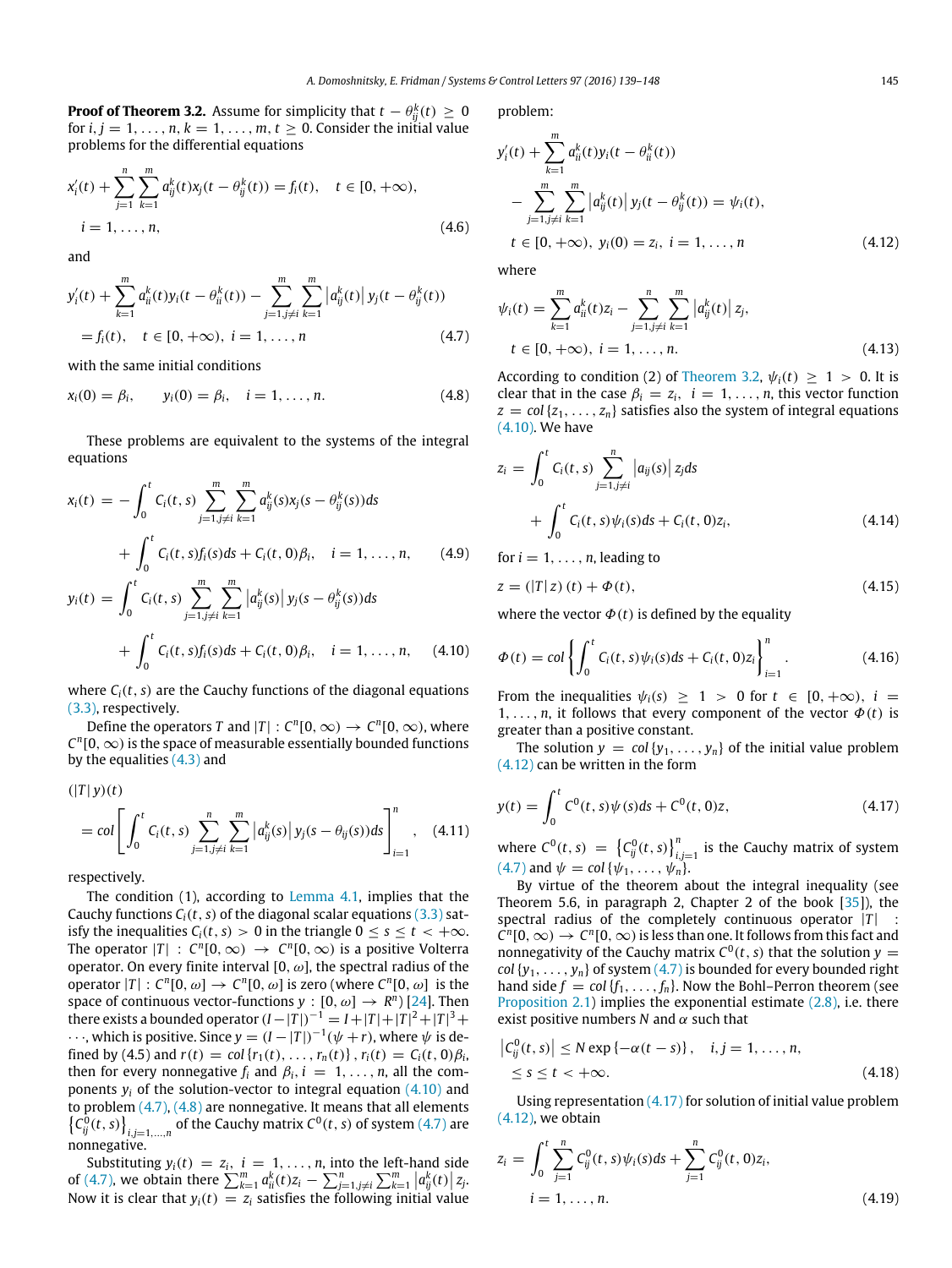**Proof of Theorem 3.2.** Assume for simplicity that $t - \theta_{ij}^k(t) \geq 0$ for $i, j = 1, \ldots, n$, $k = 1, \ldots, m$, $t \geq 0$. Consider the initial value problems for the differential equations

$$x_i'(t) + \sum_{j=1}^{n} \sum_{k=1}^{m} a_{ij}^k(t) x_j(t - \theta_{ij}^k(t)) = f_i(t), \quad t \in [0, +\infty),$$
$$i = 1, \ldots, n, \tag{4.6}$$

and

$$y_i'(t) + \sum_{k=1}^{m} a_{ii}^k(t) y_i(t - \theta_{ii}^k(t)) - \sum_{j=1, j\neq i}^{m} \sum_{k=1}^{m} \left| a_{ij}^k(t) \right| y_j(t - \theta_{ij}^k(t))$$
$$= f_i(t), \quad t \in [0, +\infty), \ i = 1, \ldots, n \tag{4.7}$$

with the same initial conditions

$$x_i(0) = \beta_i, \qquad y_i(0) = \beta_i, \quad i = 1, \ldots, n. \tag{4.8}$$

These problems are equivalent to the systems of the integral equations

$$x_i(t) = -\int_0^t C_i(t, s) \sum_{j=1, j\neq i}^{m} \sum_{k=1}^{m} a_{ij}^k(s) x_j(s - \theta_{ij}^k(s)) ds$$
$$+ \int_0^t C_i(t, s) f_i(s) ds + C_i(t, 0)\beta_i, \quad i = 1, \ldots, n, \tag{4.9}$$

$$y_i(t) = \int_0^t C_i(t, s) \sum_{j=1, j\neq i}^{m} \sum_{k=1}^{m} \left| a_{ij}^k(s) \right| y_j(s - \theta_{ij}^k(s)) ds$$
$$+ \int_0^t C_i(t, s) f_i(s) ds + C_i(t, 0)\beta_i, \quad i = 1, \ldots, n, \tag{4.10}$$

where $C_i(t, s)$ are the Cauchy functions of the diagonal equations (3.3), respectively.

Define the operators $T$ and $|T| : C^n[0, \infty) \to C^n[0, \infty)$, where $C^n[0, \infty)$ is the space of measurable essentially bounded functions by the equalities (4.3) and

$$(|T|\, y)(t)$$
$$= col \left[ \int_0^t C_i(t, s) \sum_{j=1, j\neq i}^{n} \sum_{k=1}^{m} \left| a_{ij}^k(s) \right| y_j(s - \theta_{ij}(s)) ds \right]_{i=1}^n, \tag{4.11}$$

respectively.

The condition (1), according to Lemma 4.1, implies that the Cauchy functions $C_i(t, s)$ of the diagonal scalar equations (3.3) satisfy the inequalities $C_i(t, s) > 0$ in the triangle $0 \leq s \leq t < +\infty$. The operator $|T| : C^n[0, \infty) \to C^n[0, \infty)$ is a positive Volterra operator. On every finite interval $[0, \omega]$, the spectral radius of the operator $|T| : C^n[0, \omega] \to C^n[0, \omega]$ is zero (where $C^n[0, \omega]$ is the space of continuous vector-functions $y : [0, \omega] \to R^n$) [24]. Then there exists a bounded operator $(I - |T|)^{-1} = I + |T| + |T|^2 + |T|^3 + \cdots$, which is positive. Since $y = (I - |T|)^{-1}(\psi + r)$, where $\psi$ is defined by (4.5) and $r(t) = col\{r_1(t), \ldots, r_n(t)\}$, $r_i(t) = C_i(t, 0)\beta_i$, then for every nonnegative $f_i$ and $\beta_i$, $i = 1, \ldots, n$, all the components $y_i$ of the solution-vector to integral equation (4.10) and to problem (4.7), (4.8) are nonnegative. It means that all elements $\left\{C_{ij}^0(t, s)\right\}_{i,j=1,\ldots,n}$ of the Cauchy matrix $C^0(t, s)$ of system (4.7) are nonnegative.

Substituting $y_i(t) = z_i$, $i = 1, \ldots, n$, into the left-hand side of (4.7), we obtain there $\sum_{k=1}^m a_{ii}^k(t) z_i - \sum_{j=1, j\neq i}^n \sum_{k=1}^m \left| a_{ij}^k(t) \right| z_j$. Now it is clear that $y_i(t) = z_i$ satisfies the following initial value problem:

$$y_i'(t) + \sum_{k=1}^{m} a_{ii}^k(t) y_i(t - \theta_{ii}^k(t))$$
$$- \sum_{j=1, j\neq i}^{m} \sum_{k=1}^{m} \left| a_{ij}^k(t) \right| y_j(t - \theta_{ij}^k(t)) = \psi_i(t),$$
$$t \in [0, +\infty), \ y_i(0) = z_i, \ i = 1, \ldots, n \tag{4.12}$$

where

$$\psi_i(t) = \sum_{k=1}^{m} a_{ii}^k(t) z_i - \sum_{j=1, j\neq i}^{n} \sum_{k=1}^{m} \left| a_{ij}^k(t) \right| z_j,$$
$$t \in [0, +\infty), \ i = 1, \ldots, n. \tag{4.13}$$

According to condition (2) of Theorem 3.2, $\psi_i(t) \geq 1 > 0$. It is clear that in the case $\beta_i = z_i$, $i = 1, \ldots, n$, this vector function $z = col\{z_1, \ldots, z_n\}$ satisfies also the system of integral equations (4.10). We have

$$z_i = \int_0^t C_i(t, s) \sum_{j=1, j\neq i}^{n} \left| a_{ij}(s) \right| z_j ds$$
$$+ \int_0^t C_i(t, s) \psi_i(s) ds + C_i(t, 0) z_i, \tag{4.14}$$

for $i = 1, \ldots, n$, leading to

$$z = (|T|\, z)(t) + \Phi(t), \tag{4.15}$$

where the vector $\Phi(t)$ is defined by the equality

$$\Phi(t) = col\left\{ \int_0^t C_i(t, s) \psi_i(s) ds + C_i(t, 0) z_i \right\}_{i=1}^n. \tag{4.16}$$

From the inequalities $\psi_i(s) \geq 1 > 0$ for $t \in [0, +\infty)$, $i = 1, \ldots, n$, it follows that every component of the vector $\Phi(t)$ is greater than a positive constant.

The solution $y = col\{y_1, \ldots, y_n\}$ of the initial value problem (4.12) can be written in the form

$$y(t) = \int_0^t C^0(t, s) \psi(s) ds + C^0(t, 0) z, \tag{4.17}$$

where $C^0(t, s) = \left\{C_{ij}^0(t, s)\right\}_{i,j=1}^n$ is the Cauchy matrix of system (4.7) and $\psi = col\{\psi_1, \ldots, \psi_n\}$.

By virtue of the theorem about the integral inequality (see Theorem 5.6, in paragraph 2, Chapter 2 of the book [35]), the spectral radius of the completely continuous operator $|T| : C^n[0, \infty) \to C^n[0, \infty)$ is less than one. It follows from this fact and nonnegativity of the Cauchy matrix $C^0(t, s)$ that the solution $y = col\{y_1, \ldots, y_n\}$ of system (4.7) is bounded for every bounded right hand side $f = col\{f_1, \ldots, f_n\}$. Now the Bohl–Perron theorem (see Proposition 2.1) implies the exponential estimate (2.8), i.e. there exist positive numbers $N$ and $\alpha$ such that

$$\left| C_{ij}^0(t, s) \right| \leq N \exp\{-\alpha(t - s)\}, \quad i, j = 1, \ldots, n,$$
$$\leq s \leq t < +\infty. \tag{4.18}$$

Using representation (4.17) for solution of initial value problem (4.12), we obtain

$$z_i = \int_0^t \sum_{j=1}^{n} C_{ij}^0(t, s) \psi_i(s) ds + \sum_{j=1}^{n} C_{ij}^0(t, 0) z_i,$$
$$i = 1, \ldots, n. \tag{4.19}$$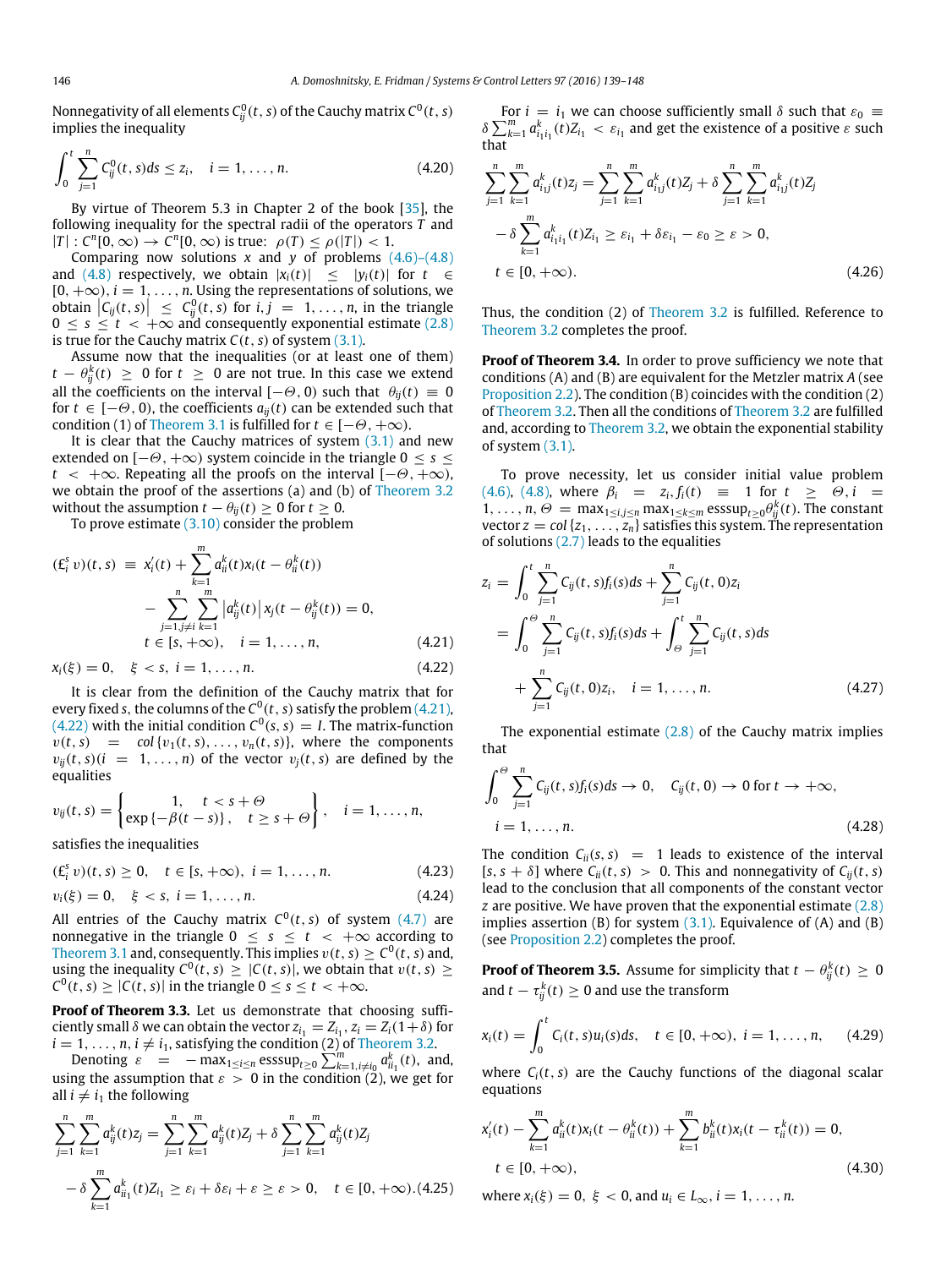Nonnegativity of all elements $C^0_{ij}(t,s)$ of the Cauchy matrix $C^0(t,s)$ implies the inequality

$$\int_0^t \sum_{j=1}^n C^0_{ij}(t,s)ds \le z_i, \quad i=1,\dots,n. \tag{4.20}$$

By virtue of Theorem 5.3 in Chapter 2 of the book [35], the following inequality for the spectral radii of the operators $T$ and $|T| : C^n[0,\infty) \to C^n[0,\infty)$ is true: $\rho(T) \le \rho(|T|) < 1$.

Comparing now solutions $x$ and $y$ of problems (4.6)–(4.8) and (4.8) respectively, we obtain $|x_i(t)| \le |y_i(t)|$ for $t \in [0,+\infty)$, $i=1,\dots,n$. Using the representations of solutions, we obtain $\left|C_{ij}(t,s)\right| \le C^0_{ij}(t,s)$ for $i,j=1,\dots,n$, in the triangle $0 \le s \le t < +\infty$ and consequently exponential estimate (2.8) is true for the Cauchy matrix $C(t,s)$ of system (3.1).

Assume now that the inequalities (or at least one of them) $t-\theta^k_{ij}(t) \ge 0$ for $t \ge 0$ are not true. In this case we extend all the coefficients on the interval $[-\Theta,0)$ such that $\theta_{ij}(t) \equiv 0$ for $t \in [-\Theta,0)$, the coefficients $a_{ij}(t)$ can be extended such that condition (1) of Theorem 3.1 is fulfilled for $t \in [-\Theta,+\infty)$.

It is clear that the Cauchy matrices of system (3.1) and new extended on $[-\Theta,+\infty)$ system coincide in the triangle $0 \le s \le t < +\infty$. Repeating all the proofs on the interval $[-\Theta,+\infty)$, we obtain the proof of the assertions (a) and (b) of Theorem 3.2 without the assumption $t-\theta_{ij}(t) \ge 0$ for $t \ge 0$.

To prove estimate (3.10) consider the problem

$$\begin{aligned}(\pounds^s_i v)(t,s) \equiv\ & x'_i(t) + \sum_{k=1}^m a^k_{ii}(t)x_i(t-\theta^k_{ii}(t)) \\ & - \sum_{j=1, j\ne i}^n \sum_{k=1}^m \left|a^k_{ij}(t)\right| x_j(t-\theta^k_{ij}(t)) = 0, \\ & t \in [s,+\infty), \quad i=1,\dots,n,\end{aligned} \tag{4.21}$$

$$x_i(\xi) = 0, \quad \xi < s,\ i=1,\dots,n. \tag{4.22}$$

It is clear from the definition of the Cauchy matrix that for every fixed $s$, the columns of the $C^0(t,s)$ satisfy the problem (4.21), (4.22) with the initial condition $C^0(s,s)=I$. The matrix-function $v(t,s) = col\{v_1(t,s),\dots,v_n(t,s)\}$, where the components $v_{ij}(t,s) (i=1,\dots,n)$ of the vector $v_j(t,s)$ are defined by the equalities

$$v_{ij}(t,s) = \left\{\begin{matrix} 1, & t < s+\Theta \\ \exp\{-\beta(t-s)\}, & t \ge s+\Theta \end{matrix}\right\}, \quad i=1,\dots,n,$$

satisfies the inequalities

$$(\pounds^s_i v)(t,s) \ge 0, \quad t \in [s,+\infty),\ i=1,\dots,n. \tag{4.23}$$

$$v_i(\xi) = 0, \quad \xi < s,\ i=1,\dots,n. \tag{4.24}$$

All entries of the Cauchy matrix $C^0(t,s)$ of system (4.7) are nonnegative in the triangle $0 \le s \le t < +\infty$ according to Theorem 3.1 and, consequently. This implies $v(t,s) \ge C^0(t,s)$ and, using the inequality $C^0(t,s) \ge |C(t,s)|$, we obtain that $v(t,s) \ge C^0(t,s) \ge |C(t,s)|$ in the triangle $0 \le s \le t < +\infty$.

**Proof of Theorem 3.3.** Let us demonstrate that choosing sufficiently small $\delta$ we can obtain the vector $z_{i_1} = Z_{i_1}$, $z_i = Z_i(1+\delta)$ for $i=1,\dots,n$, $i \ne i_1$, satisfying the condition (2) of Theorem 3.2.

Denoting $\varepsilon = -\max_{1\le i\le n} \operatorname{esssup}_{t\ge 0} \sum_{k=1, i\ne i_0}^m a^k_{ii_1}(t)$, and, using the assumption that $\varepsilon > 0$ in the condition (2), we get for all $i \ne i_1$ the following

$$\begin{aligned}\sum_{j=1}^n \sum_{k=1}^m a^k_{ij}(t)z_j &= \sum_{j=1}^n \sum_{k=1}^m a^k_{ij}(t)Z_j + \delta \sum_{j=1}^n \sum_{k=1}^m a^k_{ij}(t)Z_j \\ &- \delta \sum_{k=1}^m a^k_{ii_1}(t)Z_{i_1} \ge \varepsilon_i + \delta\varepsilon_i + \varepsilon \ge \varepsilon > 0, \quad t \in [0,+\infty).\end{aligned} \tag{4.25}$$

For $i=i_1$ we can choose sufficiently small $\delta$ such that $\varepsilon_0 \equiv \delta \sum_{k=1}^m a^k_{i_1 i_1}(t)Z_{i_1} < \varepsilon_{i_1}$ and get the existence of a positive $\varepsilon$ such that

$$\begin{aligned}\sum_{j=1}^n \sum_{k=1}^m a^k_{i_1 j}(t)z_j &= \sum_{j=1}^n \sum_{k=1}^m a^k_{i_1 j}(t)Z_j + \delta \sum_{j=1}^n \sum_{k=1}^m a^k_{i_1 j}(t)Z_j \\ &- \delta \sum_{k=1}^m a^k_{i_1 i_1}(t)Z_{i_1} \ge \varepsilon_{i_1} + \delta\varepsilon_{i_1} - \varepsilon_0 \ge \varepsilon > 0, \\ & t \in [0,+\infty).\end{aligned} \tag{4.26}$$

Thus, the condition (2) of Theorem 3.2 is fulfilled. Reference to Theorem 3.2 completes the proof.

**Proof of Theorem 3.4.** In order to prove sufficiency we note that conditions (A) and (B) are equivalent for the Metzler matrix $A$ (see Proposition 2.2). The condition (B) coincides with the condition (2) of Theorem 3.2. Then all the conditions of Theorem 3.2 are fulfilled and, according to Theorem 3.2, we obtain the exponential stability of system (3.1).

To prove necessity, let us consider initial value problem (4.6), (4.8), where $\beta_i = z_i, f_i(t) \equiv 1$ for $t \ge \Theta, i=1,\dots,n$, $\Theta = \max_{1\le i,j\le n} \max_{1\le k\le m} \operatorname{esssup}_{t\ge 0} \theta^k_{ij}(t)$. The constant vector $z = col\{z_1,\dots,z_n\}$ satisfies this system. The representation of solutions (2.7) leads to the equalities

$$\begin{aligned}z_i &= \int_0^t \sum_{j=1}^n C_{ij}(t,s)f_i(s)ds + \sum_{j=1}^n C_{ij}(t,0)z_i \\ &= \int_0^\Theta \sum_{j=1}^n C_{ij}(t,s)f_i(s)ds + \int_\Theta^t \sum_{j=1}^n C_{ij}(t,s)ds \\ &+ \sum_{j=1}^n C_{ij}(t,0)z_i, \quad i=1,\dots,n.\end{aligned} \tag{4.27}$$

The exponential estimate (2.8) of the Cauchy matrix implies that

$$\int_0^\Theta \sum_{j=1}^n C_{ij}(t,s)f_i(s)ds \to 0, \quad C_{ij}(t,0) \to 0 \text{ for } t \to +\infty, \quad i=1,\dots,n. \tag{4.28}$$

The condition $C_{ii}(s,s) = 1$ leads to existence of the interval $[s,s+\delta]$ where $C_{ii}(t,s) > 0$. This and nonnegativity of $C_{ij}(t,s)$ lead to the conclusion that all components of the constant vector $z$ are positive. We have proven that the exponential estimate (2.8) implies assertion (B) for system (3.1). Equivalence of (A) and (B) (see Proposition 2.2) completes the proof.

**Proof of Theorem 3.5.** Assume for simplicity that $t-\theta^k_{ij}(t) \ge 0$ and $t-\tau^k_{ij}(t) \ge 0$ and use the transform

$$x_i(t) = \int_0^t C_i(t,s)u_i(s)ds, \quad t \in [0,+\infty),\ i=1,\dots,n, \tag{4.29}$$

where $C_i(t,s)$ are the Cauchy functions of the diagonal scalar equations

$$x'_i(t) - \sum_{k=1}^m a^k_{ii}(t)x_i(t-\theta^k_{ii}(t)) + \sum_{k=1}^m b^k_{ii}(t)x_i(t-\tau^k_{ii}(t)) = 0, \quad t \in [0,+\infty), \tag{4.30}$$

where $x_i(\xi) = 0,\ \xi < 0$, and $u_i \in L_\infty$, $i=1,\dots,n$.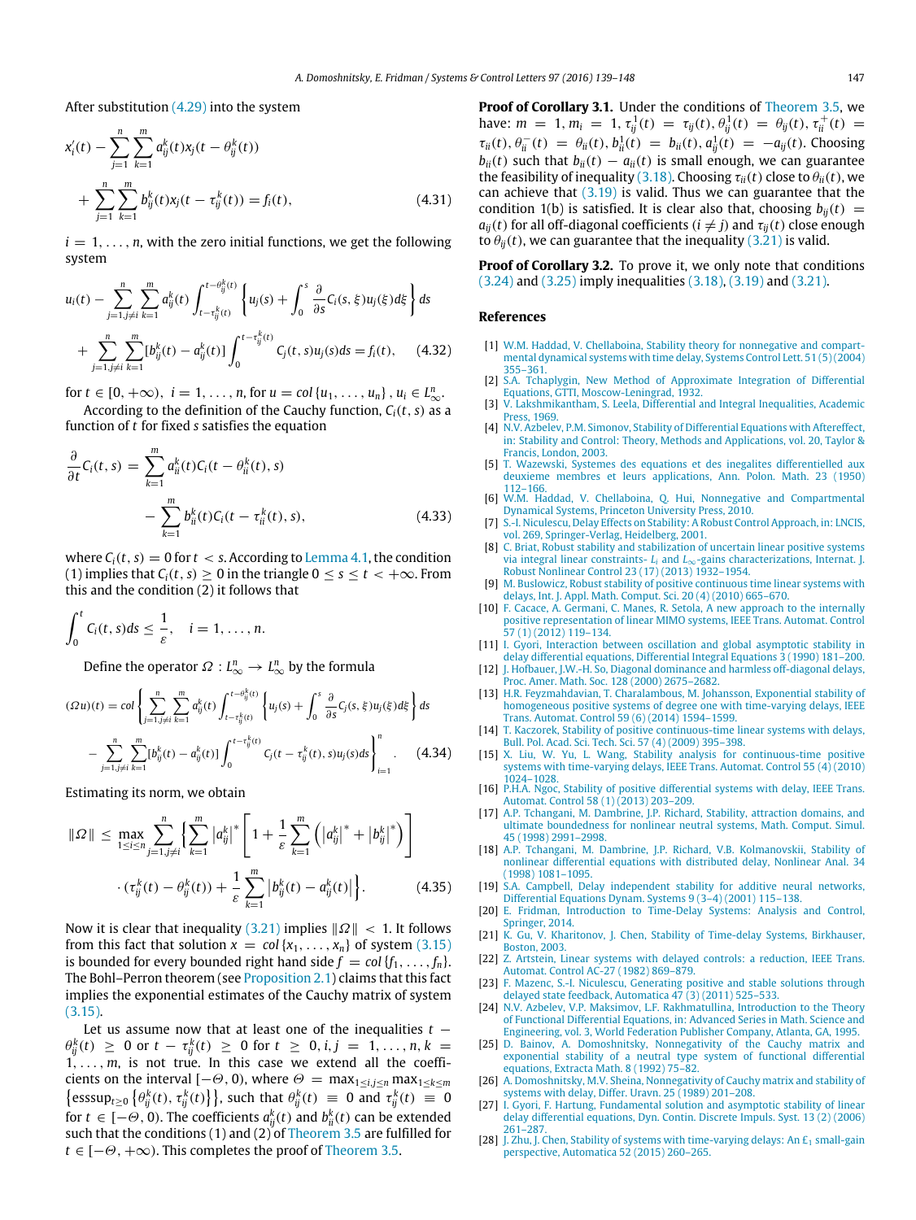After substitution (4.29) into the system

$$x_i'(t) - \sum_{j=1}^{n}\sum_{k=1}^{m} a_{ij}^k(t)x_j(t-\theta_{ij}^k(t)) + \sum_{j=1}^{n}\sum_{k=1}^{m} b_{ij}^k(t)x_j(t-\tau_{ij}^k(t)) = f_i(t), \tag{4.31}$$

$i = 1, \ldots, n$, with the zero initial functions, we get the following system

$$u_i(t) - \sum_{j=1, j\neq i}^{n}\sum_{k=1}^{m} a_{ij}^k(t)\int_{t-\tau_{ij}^k(t)}^{t-\theta_{ij}^k(t)} \left\{u_j(s) + \int_0^s \frac{\partial}{\partial s}C_i(s,\xi)u_j(\xi)d\xi\right\}ds + \sum_{j=1, j\neq i}^{n}\sum_{k=1}^{m} [b_{ij}^k(t) - a_{ij}^k(t)]\int_0^{t-\tau_{ij}^k(t)} C_j(t,s)u_j(s)ds = f_i(t), \tag{4.32}$$

for $t \in [0, +\infty)$, $i = 1, \ldots, n$, for $u = col\{u_1, \ldots, u_n\}$, $u_i \in L_\infty^n$.

According to the definition of the Cauchy function, $C_i(t, s)$ as a function of $t$ for fixed $s$ satisfies the equation

$$\frac{\partial}{\partial t}C_i(t,s) = \sum_{k=1}^{m} a_{ii}^k(t)C_i(t-\theta_{ii}^k(t), s) - \sum_{k=1}^{m} b_{ii}^k(t)C_i(t-\tau_{ii}^k(t), s), \tag{4.33}$$

where $C_i(t, s) = 0$ for $t < s$. According to Lemma 4.1, the condition (1) implies that $C_i(t, s) \geq 0$ in the triangle $0 \leq s \leq t < +\infty$. From this and the condition (2) it follows that

$$\int_0^t C_i(t,s)ds \leq \frac{1}{\varepsilon}, \quad i = 1, \ldots, n.$$

Define the operator $\Omega : L_\infty^n \to L_\infty^n$ by the formula

$$(\Omega u)(t) = col\left\{\sum_{j=1, j\neq i}^{n}\sum_{k=1}^{m} a_{ij}^k(t)\int_{t-\tau_{ij}^k(t)}^{t-\theta_{ij}^k(t)} \left\{u_j(s) + \int_0^s \frac{\partial}{\partial s}C_j(s,\xi)u_j(\xi)d\xi\right\}ds - \sum_{j=1, j\neq i}^{n}\sum_{k=1}^{m} [b_{ij}^k(t) - a_{ij}^k(t)]\int_0^{t-\tau_{ij}^k(t)} C_j(t-\tau_{ij}^k(t), s)u_j(s)ds\right\}_{i=1}^{n}. \tag{4.34}$$

Estimating its norm, we obtain

$$\|\Omega\| \leq \max_{1\leq i\leq n}\sum_{j=1, j\neq i}^{n}\left\{\sum_{k=1}^{m}\left|a_{ij}^k\right|^*\left[1 + \frac{1}{\varepsilon}\sum_{k=1}^{m}\left(\left|a_{ij}^k\right|^* + \left|b_{ij}^k\right|^*\right)\right] \cdot (\tau_{ij}^k(t) - \theta_{ij}^k(t)) + \frac{1}{\varepsilon}\sum_{k=1}^{m}\left|b_{ij}^k(t) - a_{ij}^k(t)\right|\right\}. \tag{4.35}$$

Now it is clear that inequality (3.21) implies $\|\Omega\| < 1$. It follows from this fact that solution $x = col\{x_1, \ldots, x_n\}$ of system (3.15) is bounded for every bounded right hand side $f = col\{f_1, \ldots, f_n\}$. The Bohl–Perron theorem (see Proposition 2.1) claims that this fact implies the exponential estimates of the Cauchy matrix of system (3.15).

Let us assume now that at least one of the inequalities $t - \theta_{ij}^k(t) \geq 0$ or $t - \tau_{ij}^k(t) \geq 0$ for $t \geq 0, i, j = 1, \ldots, n, k = 1, \ldots, m$, is not true. In this case we extend all the coefficients on the interval $[-\Theta, 0)$, where $\Theta = \max_{1\leq i,j\leq n}\max_{1\leq k\leq m}\left\{\text{esssup}_{t\geq 0}\left\{\theta_{ij}^k(t), \tau_{ij}^k(t)\right\}\right\}$, such that $\theta_{ij}^k(t) \equiv 0$ and $\tau_{ij}^k(t) \equiv 0$ for $t \in [-\Theta, 0)$. The coefficients $a_{ij}^k(t)$ and $b_{ii}^k(t)$ can be extended such that the conditions (1) and (2) of Theorem 3.5 are fulfilled for $t \in [-\Theta, +\infty)$. This completes the proof of Theorem 3.5.

**Proof of Corollary 3.1.** Under the conditions of Theorem 3.5, we have: $m = 1, m_i = 1, \tau_{ij}^1(t) = \tau_{ij}(t), \theta_{ij}^1(t) = \theta_{ij}(t), \tau_{ii}^+(t) = \tau_{ii}(t), \theta_{ii}^-(t) = \theta_{ii}(t), b_{ii}^1(t) = b_{ii}(t), a_{ij}^1(t) = -a_{ij}(t)$. Choosing $b_{ii}(t)$ such that $b_{ii}(t) - a_{ii}(t)$ is small enough, we can guarantee the feasibility of inequality (3.18). Choosing $\tau_{ii}(t)$ close to $\theta_{ii}(t)$, we can achieve that (3.19) is valid. Thus we can guarantee that the condition 1(b) is satisfied. It is clear also that, choosing $b_{ij}(t) = a_{ij}(t)$ for all off-diagonal coefficients ($i \neq j$) and $\tau_{ij}(t)$ close enough to $\theta_{ij}(t)$, we can guarantee that the inequality (3.21) is valid.

**Proof of Corollary 3.2.** To prove it, we only note that conditions (3.24) and (3.25) imply inequalities (3.18), (3.19) and (3.21).

## References

[1] W.M. Haddad, V. Chellaboina, Stability theory for nonnegative and compartmental dynamical systems with time delay, Systems Control Lett. 51 (5) (2004) 355–361.

[2] S.A. Tchaplygin, New Method of Approximate Integration of Differential Equations, GTTI, Moscow-Leningrad, 1932.

[3] V. Lakshmikantham, S. Leela, Differential and Integral Inequalities, Academic Press, 1969.

[4] N.V. Azbelev, P.M. Simonov, Stability of Differential Equations with Aftereffect, in: Stability and Control: Theory, Methods and Applications, vol. 20, Taylor & Francis, London, 2003.

[5] T. Wazewski, Systemes des equations et des inegalites differentielled aux deuxieme membres et leurs applications, Ann. Polon. Math. 23 (1950) 112–166.

[6] W.M. Haddad, V. Chellaboina, Q. Hui, Nonnegative and Compartmental Dynamical Systems, Princeton University Press, 2010.

[7] S.-I. Niculescu, Delay Effects on Stability: A Robust Control Approach, in: LNCIS, vol. 269, Springer-Verlag, Heidelberg, 2001.

[8] C. Briat, Robust stability and stabilization of uncertain linear positive systems via integral linear constraints- $L_1$ and $L_\infty$-gains characterizations, Internat. J. Robust Nonlinear Control 23 (17) (2013) 1932–1954.

[9] M. Buslowicz, Robust stability of positive continuous time linear systems with delays, Int. J. Appl. Math. Comput. Sci. 20 (4) (2010) 665–670.

[10] F. Cacace, A. Germani, C. Manes, R. Setola, A new approach to the internally positive representation of linear MIMO systems, IEEE Trans. Automat. Control 57 (1) (2012) 119–134.

[11] I. Gyori, Interaction between oscillation and global asymptotic stability in delay differential equations, Differential Integral Equations 3 (1990) 181–200.

[12] J. Hofbauer, J.W.-H. So, Diagonal dominance and harmless off-diagonal delays, Proc. Amer. Math. Soc. 128 (2000) 2675–2682.

[13] H.R. Feyzmahdavian, T. Charalambous, M. Johansson, Exponential stability of homogeneous positive systems of degree one with time-varying delays, IEEE Trans. Automat. Control 59 (6) (2014) 1594–1599.

[14] T. Kaczorek, Stability of positive continuous-time linear systems with delays, Bull. Pol. Acad. Sci. Tech. Sci. 57 (4) (2009) 395–398.

[15] X. Liu, W. Yu, L. Wang, Stability analysis for continuous-time positive systems with time-varying delays, IEEE Trans. Automat. Control 55 (4) (2010) 1024–1028.

[16] P.H.A. Ngoc, Stability of positive differential systems with delay, IEEE Trans. Automat. Control 58 (1) (2013) 203–209.

[17] A.P. Tchangani, M. Dambrine, J.P. Richard, Stability, attraction domains, and ultimate boundedness for nonlinear neutral systems, Math. Comput. Simul. 45 (1998) 2991–2998.

[18] A.P. Tchangani, M. Dambrine, J.P. Richard, V.B. Kolmanovskii, Stability of nonlinear differential equations with distributed delay, Nonlinear Anal. 34 (1998) 1081–1095.

[19] S.A. Campbell, Delay independent stability for additive neural networks, Differential Equations Dynam. Systems 9 (3–4) (2001) 115–138.

[20] E. Fridman, Introduction to Time-Delay Systems: Analysis and Control, Springer, 2014.

[21] K. Gu, V. Kharitonov, J. Chen, Stability of Time-delay Systems, Birkhauser, Boston, 2003.

[22] Z. Artstein, Linear systems with delayed controls: a reduction, IEEE Trans. Automat. Control AC-27 (1982) 869–879.

[23] F. Mazenc, S.-I. Niculescu, Generating positive and stable solutions through delayed state feedback, Automatica 47 (3) (2011) 525–533.

[24] N.V. Azbelev, V.P. Maksimov, L.F. Rakhmatullina, Introduction to the Theory of Functional Differential Equations, in: Advanced Series in Math. Science and Engineering, vol. 3, World Federation Publisher Company, Atlanta, GA, 1995.

[25] D. Bainov, A. Domoshnitsky, Nonnegativity of the Cauchy matrix and exponential stability of a neutral type system of functional differential equations, Extracta Math. 8 (1992) 75–82.

[26] A. Domoshnitsky, M.V. Sheina, Nonnegativity of Cauchy matrix and stability of systems with delay, Differ. Uravn. 25 (1989) 201–208.

[27] I. Gyori, F. Hartung, Fundamental solution and asymptotic stability of linear delay differential equations, Dyn. Contin. Discrete Impuls. Syst. 13 (2) (2006) 261–287.

[28] J. Zhu, J. Chen, Stability of systems with time-varying delays: An $\mathcal{L}_1$ small-gain perspective, Automatica 52 (2015) 260–265.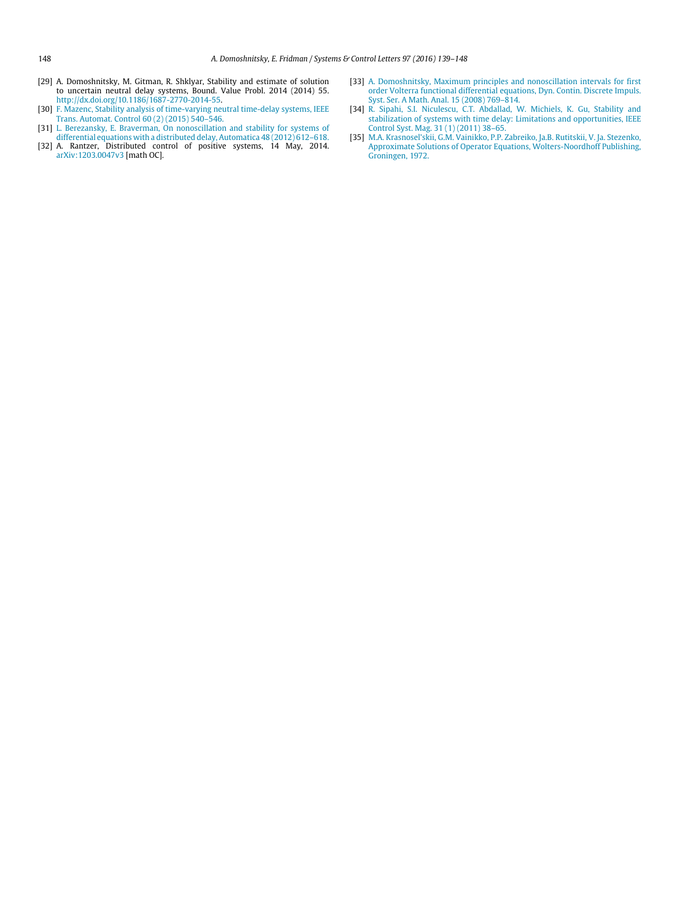[29] A. Domoshnitsky, M. Gitman, R. Shklyar, Stability and estimate of solution to uncertain neutral delay systems, Bound. Value Probl. 2014 (2014) 55. http://dx.doi.org/10.1186/1687-2770-2014-55.

[30] F. Mazenc, Stability analysis of time-varying neutral time-delay systems, IEEE Trans. Automat. Control 60 (2) (2015) 540–546.

[31] L. Berezansky, E. Braverman, On nonoscillation and stability for systems of differential equations with a distributed delay, Automatica 48 (2012) 612–618.

[32] A. Rantzer, Distributed control of positive systems, 14 May, 2014. arXiv:1203.0047v3 [math OC].

[33] A. Domoshnitsky, Maximum principles and nonoscillation intervals for first order Volterra functional differential equations, Dyn. Contin. Discrete Impuls. Syst. Ser. A Math. Anal. 15 (2008) 769–814.

[34] R. Sipahi, S.I. Niculescu, C.T. Abdallad, W. Michiels, K. Gu, Stability and stabilization of systems with time delay: Limitations and opportunities, IEEE Control Syst. Mag. 31 (1) (2011) 38–65.

[35] M.A. Krasnosel'skii, G.M. Vainikko, P.P. Zabreiko, Ja.B. Rutitskii, V. Ja. Stezenko, Approximate Solutions of Operator Equations, Wolters-Noordhoff Publishing, Groningen, 1972.